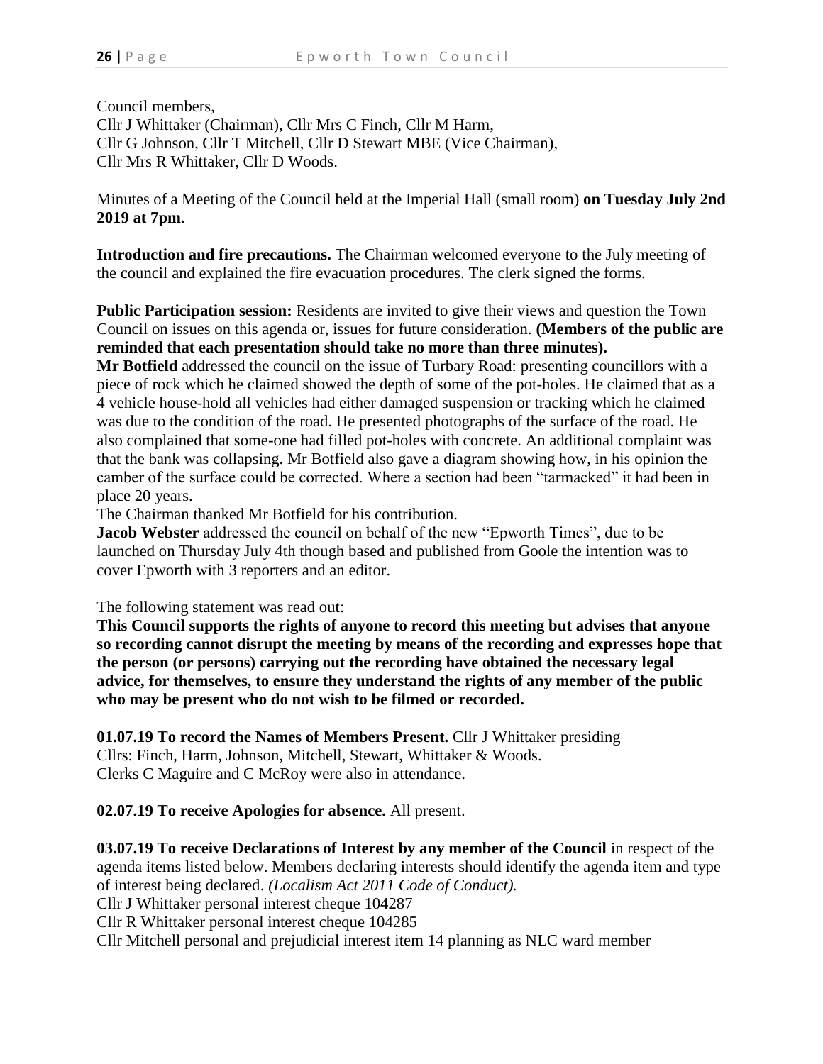Council members,
Cllr J Whittaker (Chairman), Cllr Mrs C Finch, Cllr M Harm,
Cllr G Johnson, Cllr T Mitchell, Cllr D Stewart MBE (Vice Chairman),
Cllr Mrs R Whittaker, Cllr D Woods.

Minutes of a Meeting of the Council held at the Imperial Hall (small room) **on Tuesday July 2nd 2019 at 7pm.**

**Introduction and fire precautions.** The Chairman welcomed everyone to the July meeting of the council and explained the fire evacuation procedures. The clerk signed the forms.

**Public Participation session:** Residents are invited to give their views and question the Town Council on issues on this agenda or, issues for future consideration. **(Members of the public are reminded that each presentation should take no more than three minutes).**

**Mr Botfield** addressed the council on the issue of Turbary Road: presenting councillors with a piece of rock which he claimed showed the depth of some of the pot-holes. He claimed that as a 4 vehicle house-hold all vehicles had either damaged suspension or tracking which he claimed was due to the condition of the road. He presented photographs of the surface of the road. He also complained that some-one had filled pot-holes with concrete. An additional complaint was that the bank was collapsing. Mr Botfield also gave a diagram showing how, in his opinion the camber of the surface could be corrected. Where a section had been "tarmacked" it had been in place 20 years.

The Chairman thanked Mr Botfield for his contribution.

**Jacob Webster** addressed the council on behalf of the new "Epworth Times", due to be launched on Thursday July 4th though based and published from Goole the intention was to cover Epworth with 3 reporters and an editor.

The following statement was read out:

**This Council supports the rights of anyone to record this meeting but advises that anyone so recording cannot disrupt the meeting by means of the recording and expresses hope that the person (or persons) carrying out the recording have obtained the necessary legal advice, for themselves, to ensure they understand the rights of any member of the public who may be present who do not wish to be filmed or recorded.**

**01.07.19 To record the Names of Members Present.** Cllr J Whittaker presiding
Cllrs: Finch, Harm, Johnson, Mitchell, Stewart, Whittaker & Woods.
Clerks C Maguire and C McRoy were also in attendance.

**02.07.19 To receive Apologies for absence.** All present.

**03.07.19 To receive Declarations of Interest by any member of the Council** in respect of the agenda items listed below. Members declaring interests should identify the agenda item and type of interest being declared. *(Localism Act 2011 Code of Conduct).*
Cllr J Whittaker personal interest cheque 104287
Cllr R Whittaker personal interest cheque 104285
Cllr Mitchell personal and prejudicial interest item 14 planning as NLC ward member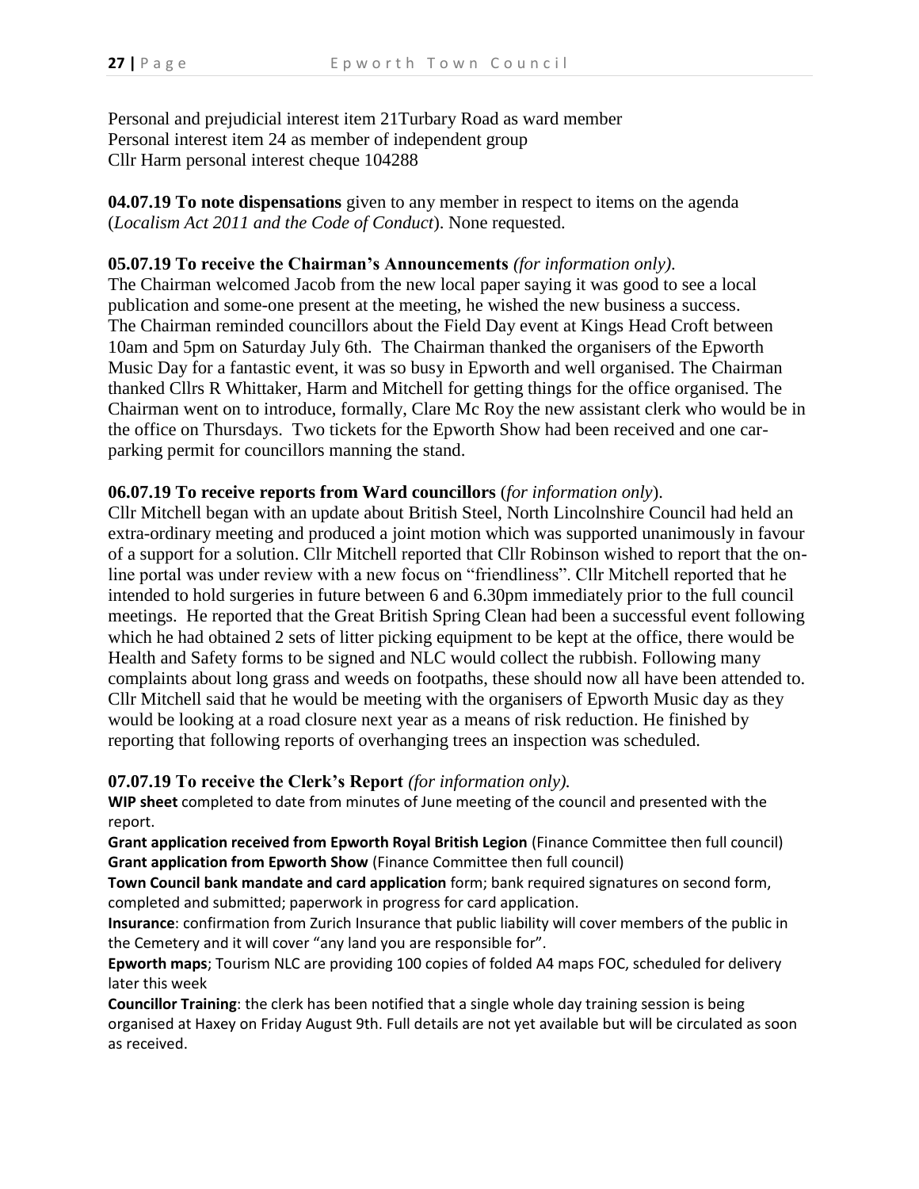Personal and prejudicial interest item 21Turbary Road as ward member
Personal interest item 24 as member of independent group
Cllr Harm personal interest cheque 104288

**04.07.19 To note dispensations** given to any member in respect to items on the agenda (*Localism Act 2011 and the Code of Conduct*). None requested.

**05.07.19 To receive the Chairman's Announcements** *(for information only).*
The Chairman welcomed Jacob from the new local paper saying it was good to see a local publication and some-one present at the meeting, he wished the new business a success. The Chairman reminded councillors about the Field Day event at Kings Head Croft between 10am and 5pm on Saturday July 6th. The Chairman thanked the organisers of the Epworth Music Day for a fantastic event, it was so busy in Epworth and well organised. The Chairman thanked Cllrs R Whittaker, Harm and Mitchell for getting things for the office organised. The Chairman went on to introduce, formally, Clare Mc Roy the new assistant clerk who would be in the office on Thursdays. Two tickets for the Epworth Show had been received and one car-parking permit for councillors manning the stand.

**06.07.19 To receive reports from Ward councillors** (*for information only*).
Cllr Mitchell began with an update about British Steel, North Lincolnshire Council had held an extra-ordinary meeting and produced a joint motion which was supported unanimously in favour of a support for a solution. Cllr Mitchell reported that Cllr Robinson wished to report that the on-line portal was under review with a new focus on "friendliness". Cllr Mitchell reported that he intended to hold surgeries in future between 6 and 6.30pm immediately prior to the full council meetings. He reported that the Great British Spring Clean had been a successful event following which he had obtained 2 sets of litter picking equipment to be kept at the office, there would be Health and Safety forms to be signed and NLC would collect the rubbish. Following many complaints about long grass and weeds on footpaths, these should now all have been attended to. Cllr Mitchell said that he would be meeting with the organisers of Epworth Music day as they would be looking at a road closure next year as a means of risk reduction. He finished by reporting that following reports of overhanging trees an inspection was scheduled.

**07.07.19 To receive the Clerk's Report** *(for information only).*
**WIP sheet** completed to date from minutes of June meeting of the council and presented with the report.
**Grant application received from Epworth Royal British Legion** (Finance Committee then full council)
**Grant application from Epworth Show** (Finance Committee then full council)
**Town Council bank mandate and card application** form; bank required signatures on second form, completed and submitted; paperwork in progress for card application.
**Insurance**: confirmation from Zurich Insurance that public liability will cover members of the public in the Cemetery and it will cover "any land you are responsible for".
**Epworth maps**; Tourism NLC are providing 100 copies of folded A4 maps FOC, scheduled for delivery later this week
**Councillor Training**: the clerk has been notified that a single whole day training session is being organised at Haxey on Friday August 9th. Full details are not yet available but will be circulated as soon as received.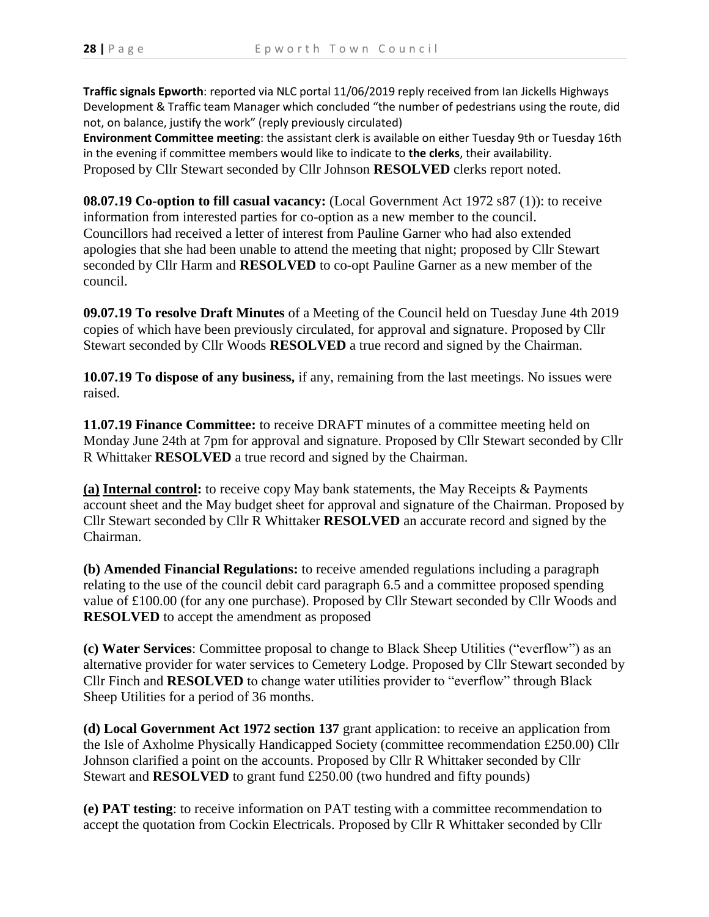**Traffic signals Epworth**: reported via NLC portal 11/06/2019 reply received from Ian Jickells Highways Development & Traffic team Manager which concluded "the number of pedestrians using the route, did not, on balance, justify the work" (reply previously circulated)
**Environment Committee meeting**: the assistant clerk is available on either Tuesday 9th or Tuesday 16th in the evening if committee members would like to indicate to **the clerks**, their availability.
Proposed by Cllr Stewart seconded by Cllr Johnson **RESOLVED** clerks report noted.

**08.07.19 Co-option to fill casual vacancy:** (Local Government Act 1972 s87 (1)): to receive information from interested parties for co-option as a new member to the council. Councillors had received a letter of interest from Pauline Garner who had also extended apologies that she had been unable to attend the meeting that night; proposed by Cllr Stewart seconded by Cllr Harm and **RESOLVED** to co-opt Pauline Garner as a new member of the council.

**09.07.19 To resolve Draft Minutes** of a Meeting of the Council held on Tuesday June 4th 2019 copies of which have been previously circulated, for approval and signature. Proposed by Cllr Stewart seconded by Cllr Woods **RESOLVED** a true record and signed by the Chairman.

**10.07.19 To dispose of any business,** if any, remaining from the last meetings. No issues were raised.

**11.07.19 Finance Committee:** to receive DRAFT minutes of a committee meeting held on Monday June 24th at 7pm for approval and signature. Proposed by Cllr Stewart seconded by Cllr R Whittaker **RESOLVED** a true record and signed by the Chairman.

**(a) Internal control:** to receive copy May bank statements, the May Receipts & Payments account sheet and the May budget sheet for approval and signature of the Chairman. Proposed by Cllr Stewart seconded by Cllr R Whittaker **RESOLVED** an accurate record and signed by the Chairman.

**(b) Amended Financial Regulations:** to receive amended regulations including a paragraph relating to the use of the council debit card paragraph 6.5 and a committee proposed spending value of £100.00 (for any one purchase). Proposed by Cllr Stewart seconded by Cllr Woods and **RESOLVED** to accept the amendment as proposed

**(c) Water Services**: Committee proposal to change to Black Sheep Utilities ("everflow") as an alternative provider for water services to Cemetery Lodge. Proposed by Cllr Stewart seconded by Cllr Finch and **RESOLVED** to change water utilities provider to "everflow" through Black Sheep Utilities for a period of 36 months.

**(d) Local Government Act 1972 section 137** grant application: to receive an application from the Isle of Axholme Physically Handicapped Society (committee recommendation £250.00) Cllr Johnson clarified a point on the accounts. Proposed by Cllr R Whittaker seconded by Cllr Stewart and **RESOLVED** to grant fund £250.00 (two hundred and fifty pounds)

**(e) PAT testing**: to receive information on PAT testing with a committee recommendation to accept the quotation from Cockin Electricals. Proposed by Cllr R Whittaker seconded by Cllr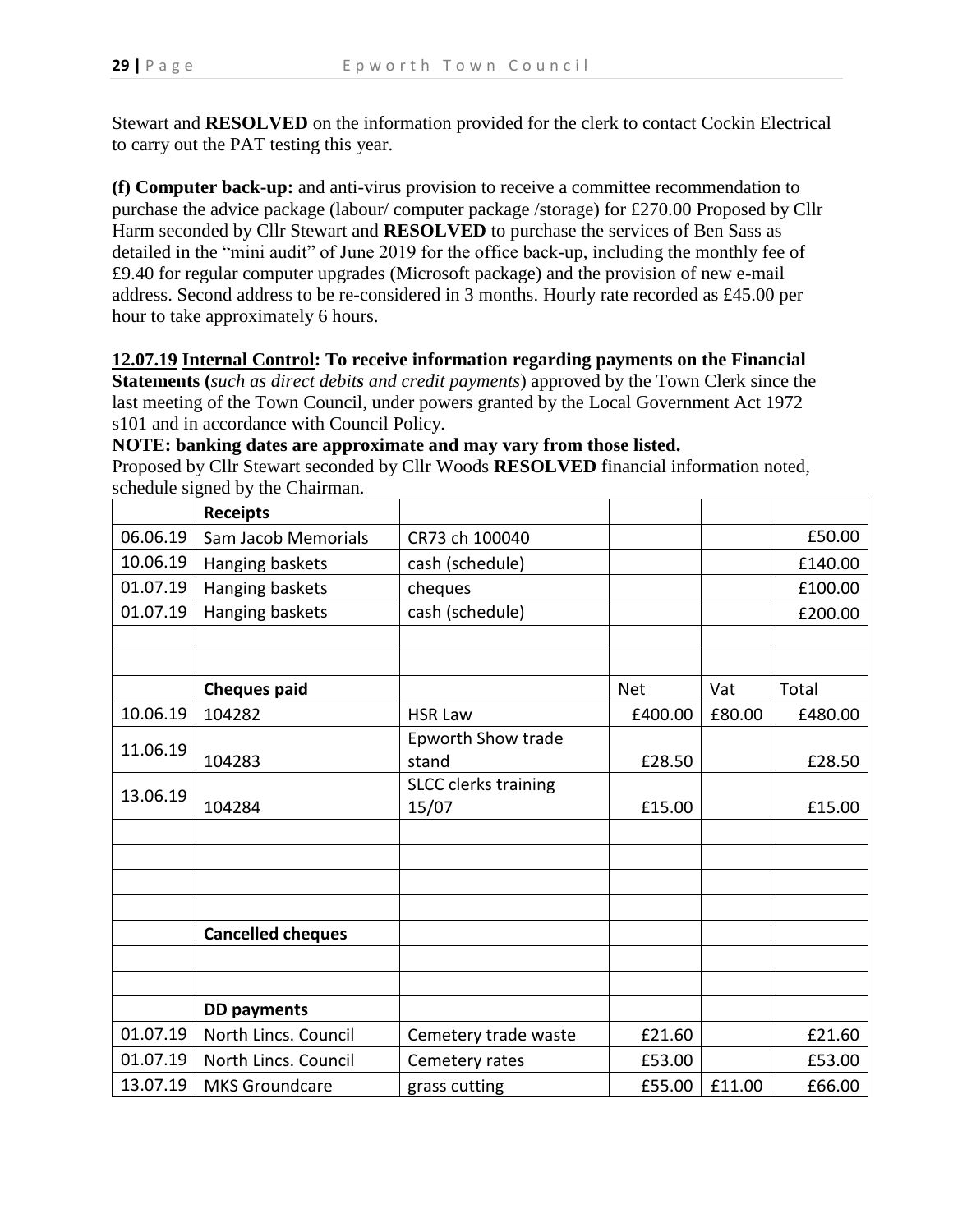Stewart and **RESOLVED** on the information provided for the clerk to contact Cockin Electrical to carry out the PAT testing this year.

**(f) Computer back-up:** and anti-virus provision to receive a committee recommendation to purchase the advice package (labour/ computer package /storage) for £270.00 Proposed by Cllr Harm seconded by Cllr Stewart and **RESOLVED** to purchase the services of Ben Sass as detailed in the "mini audit" of June 2019 for the office back-up, including the monthly fee of £9.40 for regular computer upgrades (Microsoft package) and the provision of new e-mail address. Second address to be re-considered in 3 months. Hourly rate recorded as £45.00 per hour to take approximately 6 hours.

**12.07.19 Internal Control: To receive information regarding payments on the Financial Statements (***such as direct debits and credit payments*) approved by the Town Clerk since the last meeting of the Town Council, under powers granted by the Local Government Act 1972 s101 and in accordance with Council Policy.

**NOTE: banking dates are approximate and may vary from those listed.**

Proposed by Cllr Stewart seconded by Cllr Woods **RESOLVED** financial information noted, schedule signed by the Chairman.

| | **Receipts** | | | | |
|---|---|---|---|---|---|
| 06.06.19 | Sam Jacob Memorials | CR73 ch 100040 | | | £50.00 |
| 10.06.19 | Hanging baskets | cash (schedule) | | | £140.00 |
| 01.07.19 | Hanging baskets | cheques | | | £100.00 |
| 01.07.19 | Hanging baskets | cash (schedule) | | | £200.00 |
| | | | | | |
| | | | | | |
| | **Cheques paid** | | Net | Vat | Total |
| 10.06.19 | 104282 | HSR Law | £400.00 | £80.00 | £480.00 |
| 11.06.19 | 104283 | Epworth Show trade stand | £28.50 | | £28.50 |
| 13.06.19 | 104284 | SLCC clerks training 15/07 | £15.00 | | £15.00 |
| | | | | | |
| | | | | | |
| | | | | | |
| | | | | | |
| | **Cancelled cheques** | | | | |
| | | | | | |
| | | | | | |
| | **DD payments** | | | | |
| 01.07.19 | North Lincs. Council | Cemetery trade waste | £21.60 | | £21.60 |
| 01.07.19 | North Lincs. Council | Cemetery rates | £53.00 | | £53.00 |
| 13.07.19 | MKS Groundcare | grass cutting | £55.00 | £11.00 | £66.00 |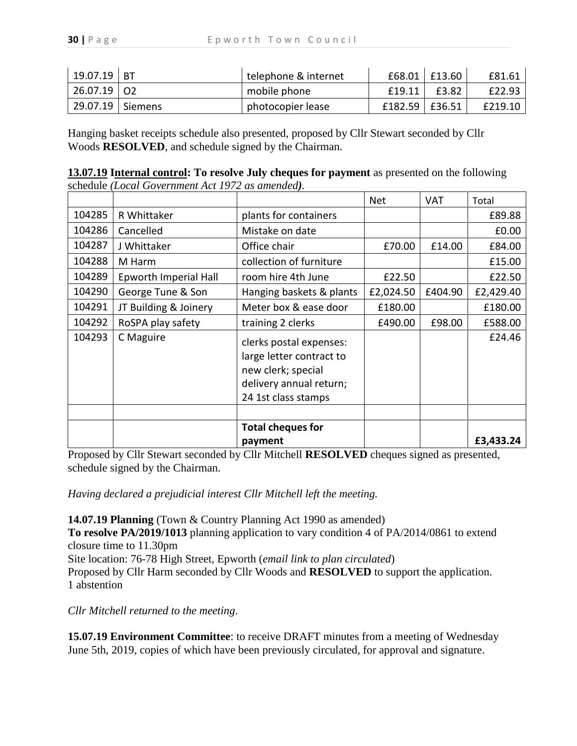| 19.07.19 | BT | telephone & internet | £68.01 | £13.60 | £81.61 |
|---|---|---|---|---|---|
| 26.07.19 | O2 | mobile phone | £19.11 | £3.82 | £22.93 |
| 29.07.19 | Siemens | photocopier lease | £182.59 | £36.51 | £219.10 |

Hanging basket receipts schedule also presented, proposed by Cllr Stewart seconded by Cllr Woods **RESOLVED**, and schedule signed by the Chairman.

**13.07.19 Internal control: To resolve July cheques for payment** as presented on the following schedule *(Local Government Act 1972 as amended)*.

| | | | Net | VAT | Total |
|---|---|---|---|---|---|
| 104285 | R Whittaker | plants for containers | | | £89.88 |
| 104286 | Cancelled | Mistake on date | | | £0.00 |
| 104287 | J Whittaker | Office chair | £70.00 | £14.00 | £84.00 |
| 104288 | M Harm | collection of furniture | | | £15.00 |
| 104289 | Epworth Imperial Hall | room hire 4th June | £22.50 | | £22.50 |
| 104290 | George Tune & Son | Hanging baskets & plants | £2,024.50 | £404.90 | £2,429.40 |
| 104291 | JT Building & Joinery | Meter box & ease door | £180.00 | | £180.00 |
| 104292 | RoSPA play safety | training 2 clerks | £490.00 | £98.00 | £588.00 |
| 104293 | C Maguire | clerks postal expenses: large letter contract to new clerk; special delivery annual return; 24 1st class stamps | | | £24.46 |
| | | | | | |
| | | **Total cheques for payment** | | | **£3,433.24** |

Proposed by Cllr Stewart seconded by Cllr Mitchell **RESOLVED** cheques signed as presented, schedule signed by the Chairman.

*Having declared a prejudicial interest Cllr Mitchell left the meeting.*

**14.07.19 Planning** (Town & Country Planning Act 1990 as amended)
**To resolve PA/2019/1013** planning application to vary condition 4 of PA/2014/0861 to extend closure time to 11.30pm
Site location: 76-78 High Street, Epworth (*email link to plan circulated*)
Proposed by Cllr Harm seconded by Cllr Woods and **RESOLVED** to support the application.
1 abstention

*Cllr Mitchell returned to the meeting*.

**15.07.19 Environment Committee**: to receive DRAFT minutes from a meeting of Wednesday June 5th, 2019, copies of which have been previously circulated, for approval and signature.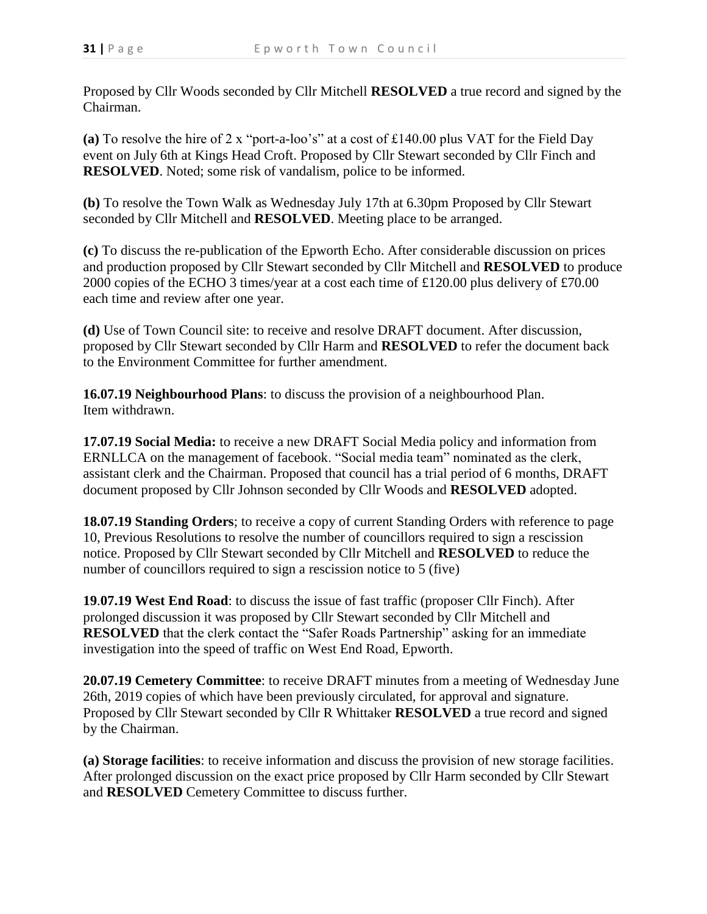Proposed by Cllr Woods seconded by Cllr Mitchell **RESOLVED** a true record and signed by the Chairman.

**(a)** To resolve the hire of 2 x "port-a-loo's" at a cost of £140.00 plus VAT for the Field Day event on July 6th at Kings Head Croft. Proposed by Cllr Stewart seconded by Cllr Finch and **RESOLVED**. Noted; some risk of vandalism, police to be informed.

**(b)** To resolve the Town Walk as Wednesday July 17th at 6.30pm Proposed by Cllr Stewart seconded by Cllr Mitchell and **RESOLVED**. Meeting place to be arranged.

**(c)** To discuss the re-publication of the Epworth Echo. After considerable discussion on prices and production proposed by Cllr Stewart seconded by Cllr Mitchell and **RESOLVED** to produce 2000 copies of the ECHO 3 times/year at a cost each time of £120.00 plus delivery of £70.00 each time and review after one year.

**(d)** Use of Town Council site: to receive and resolve DRAFT document. After discussion, proposed by Cllr Stewart seconded by Cllr Harm and **RESOLVED** to refer the document back to the Environment Committee for further amendment.

**16.07.19 Neighbourhood Plans**: to discuss the provision of a neighbourhood Plan. Item withdrawn.

**17.07.19 Social Media:** to receive a new DRAFT Social Media policy and information from ERNLLCA on the management of facebook. "Social media team" nominated as the clerk, assistant clerk and the Chairman. Proposed that council has a trial period of 6 months, DRAFT document proposed by Cllr Johnson seconded by Cllr Woods and **RESOLVED** adopted.

**18.07.19 Standing Orders**; to receive a copy of current Standing Orders with reference to page 10, Previous Resolutions to resolve the number of councillors required to sign a rescission notice. Proposed by Cllr Stewart seconded by Cllr Mitchell and **RESOLVED** to reduce the number of councillors required to sign a rescission notice to 5 (five)

**19.07.19 West End Road**: to discuss the issue of fast traffic (proposer Cllr Finch). After prolonged discussion it was proposed by Cllr Stewart seconded by Cllr Mitchell and **RESOLVED** that the clerk contact the "Safer Roads Partnership" asking for an immediate investigation into the speed of traffic on West End Road, Epworth.

**20.07.19 Cemetery Committee**: to receive DRAFT minutes from a meeting of Wednesday June 26th, 2019 copies of which have been previously circulated, for approval and signature. Proposed by Cllr Stewart seconded by Cllr R Whittaker **RESOLVED** a true record and signed by the Chairman.

**(a) Storage facilities**: to receive information and discuss the provision of new storage facilities. After prolonged discussion on the exact price proposed by Cllr Harm seconded by Cllr Stewart and **RESOLVED** Cemetery Committee to discuss further.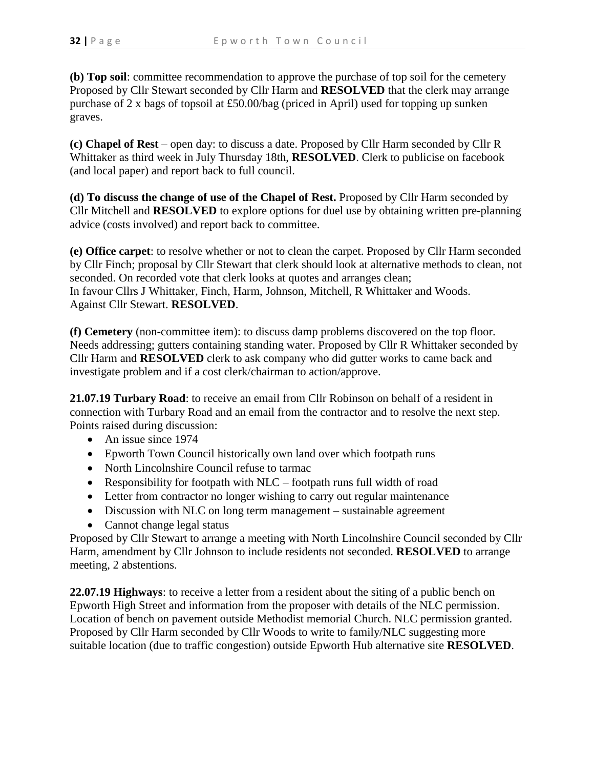**(b) Top soil**: committee recommendation to approve the purchase of top soil for the cemetery Proposed by Cllr Stewart seconded by Cllr Harm and **RESOLVED** that the clerk may arrange purchase of 2 x bags of topsoil at £50.00/bag (priced in April) used for topping up sunken graves.

**(c) Chapel of Rest** – open day: to discuss a date. Proposed by Cllr Harm seconded by Cllr R Whittaker as third week in July Thursday 18th, **RESOLVED**. Clerk to publicise on facebook (and local paper) and report back to full council.

**(d) To discuss the change of use of the Chapel of Rest.** Proposed by Cllr Harm seconded by Cllr Mitchell and **RESOLVED** to explore options for duel use by obtaining written pre-planning advice (costs involved) and report back to committee.

**(e) Office carpet**: to resolve whether or not to clean the carpet. Proposed by Cllr Harm seconded by Cllr Finch; proposal by Cllr Stewart that clerk should look at alternative methods to clean, not seconded. On recorded vote that clerk looks at quotes and arranges clean;
In favour Cllrs J Whittaker, Finch, Harm, Johnson, Mitchell, R Whittaker and Woods.
Against Cllr Stewart. **RESOLVED**.

**(f) Cemetery** (non-committee item): to discuss damp problems discovered on the top floor. Needs addressing; gutters containing standing water. Proposed by Cllr R Whittaker seconded by Cllr Harm and **RESOLVED** clerk to ask company who did gutter works to came back and investigate problem and if a cost clerk/chairman to action/approve.

**21.07.19 Turbary Road**: to receive an email from Cllr Robinson on behalf of a resident in connection with Turbary Road and an email from the contractor and to resolve the next step. Points raised during discussion:

- An issue since 1974
- Epworth Town Council historically own land over which footpath runs
- North Lincolnshire Council refuse to tarmac
- Responsibility for footpath with NLC – footpath runs full width of road
- Letter from contractor no longer wishing to carry out regular maintenance
- Discussion with NLC on long term management – sustainable agreement
- Cannot change legal status

Proposed by Cllr Stewart to arrange a meeting with North Lincolnshire Council seconded by Cllr Harm, amendment by Cllr Johnson to include residents not seconded. **RESOLVED** to arrange meeting, 2 abstentions.

**22.07.19 Highways**: to receive a letter from a resident about the siting of a public bench on Epworth High Street and information from the proposer with details of the NLC permission. Location of bench on pavement outside Methodist memorial Church. NLC permission granted. Proposed by Cllr Harm seconded by Cllr Woods to write to family/NLC suggesting more suitable location (due to traffic congestion) outside Epworth Hub alternative site **RESOLVED**.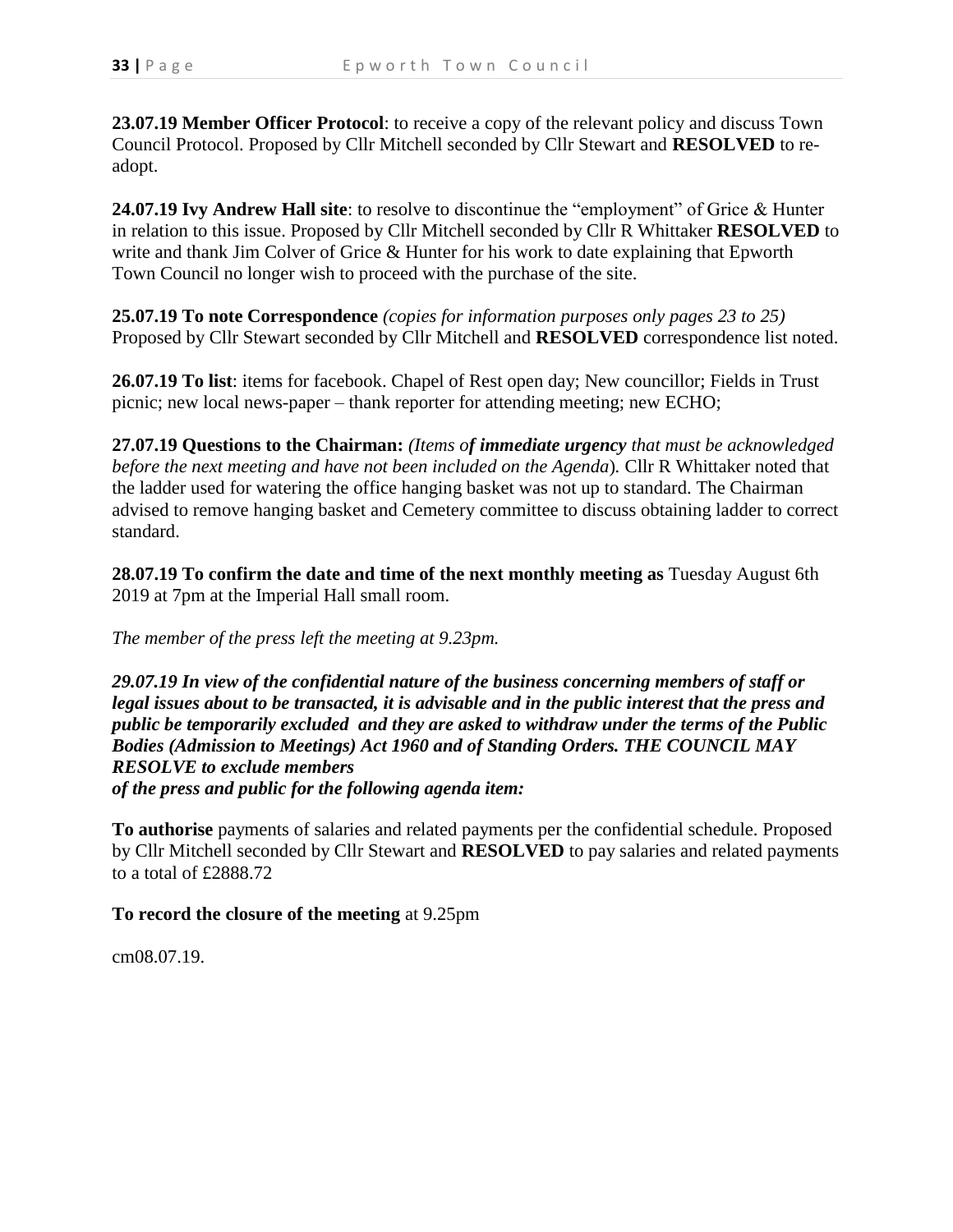**23.07.19 Member Officer Protocol**: to receive a copy of the relevant policy and discuss Town Council Protocol. Proposed by Cllr Mitchell seconded by Cllr Stewart and **RESOLVED** to re-adopt.

**24.07.19 Ivy Andrew Hall site**: to resolve to discontinue the "employment" of Grice & Hunter in relation to this issue. Proposed by Cllr Mitchell seconded by Cllr R Whittaker **RESOLVED** to write and thank Jim Colver of Grice & Hunter for his work to date explaining that Epworth Town Council no longer wish to proceed with the purchase of the site.

**25.07.19 To note Correspondence** *(copies for information purposes only pages 23 to 25)* Proposed by Cllr Stewart seconded by Cllr Mitchell and **RESOLVED** correspondence list noted.

**26.07.19 To list**: items for facebook. Chapel of Rest open day; New councillor; Fields in Trust picnic; new local news-paper – thank reporter for attending meeting; new ECHO;

**27.07.19 Questions to the Chairman:** *(Items o**f immediate urgency** that must be acknowledged before the next meeting and have not been included on the Agenda*). Cllr R Whittaker noted that the ladder used for watering the office hanging basket was not up to standard. The Chairman advised to remove hanging basket and Cemetery committee to discuss obtaining ladder to correct standard.

**28.07.19 To confirm the date and time of the next monthly meeting as** Tuesday August 6th 2019 at 7pm at the Imperial Hall small room.

*The member of the press left the meeting at 9.23pm.*

***29.07.19 In view of the confidential nature of the business concerning members of staff or legal issues about to be transacted, it is advisable and in the public interest that the press and public be temporarily excluded and they are asked to withdraw under the terms of the Public Bodies (Admission to Meetings) Act 1960 and of Standing Orders. THE COUNCIL MAY RESOLVE to exclude members of the press and public for the following agenda item:***

**To authorise** payments of salaries and related payments per the confidential schedule. Proposed by Cllr Mitchell seconded by Cllr Stewart and **RESOLVED** to pay salaries and related payments to a total of £2888.72

**To record the closure of the meeting** at 9.25pm

cm08.07.19.